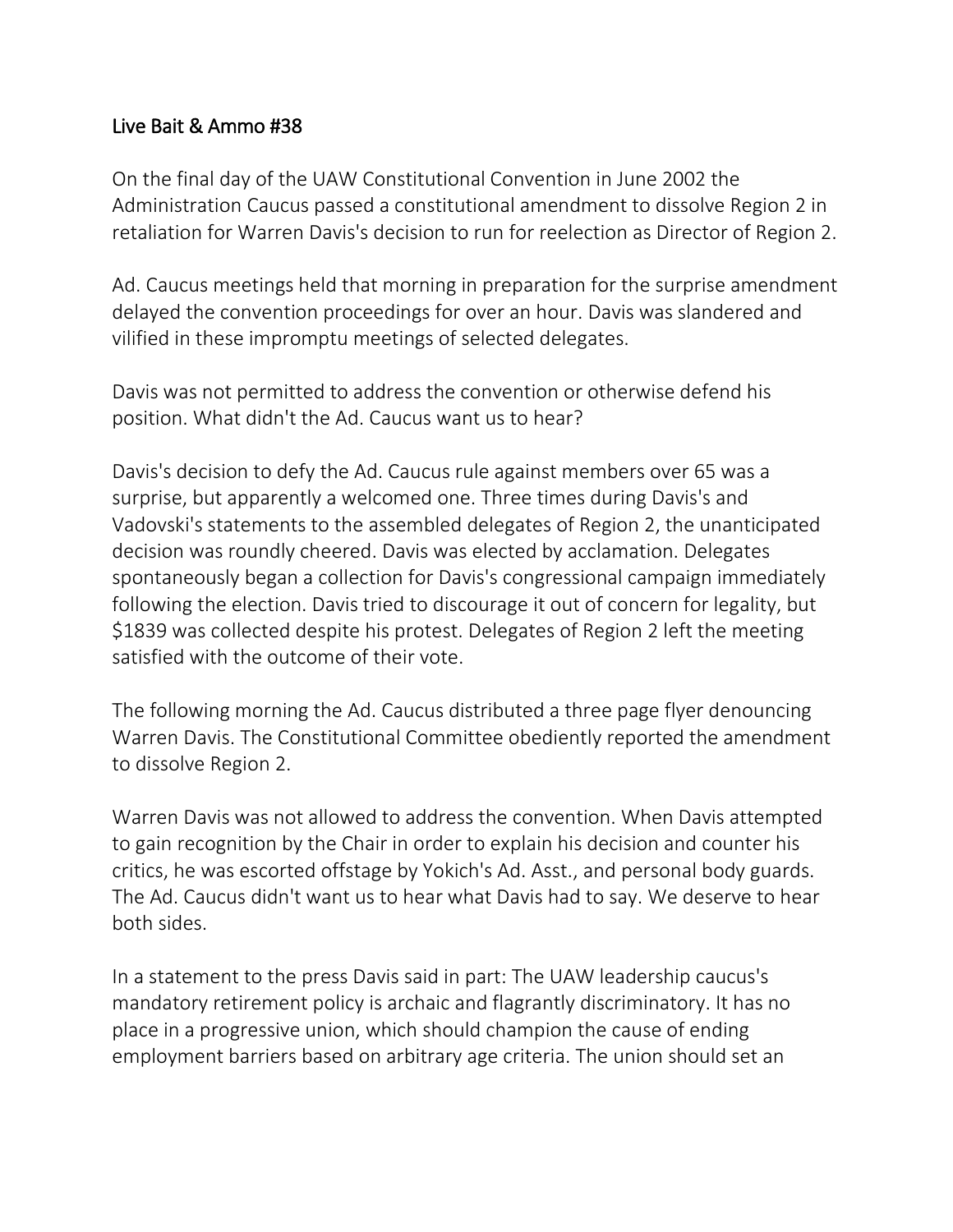# Live Bait & Ammo #38

On the final day of the UAW Constitutional Convention in June 2002 the Administration Caucus passed a constitutional amendment to dissolve Region 2 in retaliation for Warren Davis's decision to run for reelection as Director of Region 2.

Ad. Caucus meetings held that morning in preparation for the surprise amendment delayed the convention proceedings for over an hour. Davis was slandered and vilified in these impromptu meetings of selected delegates.

Davis was not permitted to address the convention or otherwise defend his position. What didn't the Ad. Caucus want us to hear?

Davis's decision to defy the Ad. Caucus rule against members over 65 was a surprise, but apparently a welcomed one. Three times during Davis's and Vadovski's statements to the assembled delegates of Region 2, the unanticipated decision was roundly cheered. Davis was elected by acclamation. Delegates spontaneously began a collection for Davis's congressional campaign immediately following the election. Davis tried to discourage it out of concern for legality, but $1839 was collected despite his protest. Delegates of Region 2 left the meeting satisfied with the outcome of their vote.

The following morning the Ad. Caucus distributed a three page flyer denouncing Warren Davis. The Constitutional Committee obediently reported the amendment to dissolve Region 2.

Warren Davis was not allowed to address the convention. When Davis attempted to gain recognition by the Chair in order to explain his decision and counter his critics, he was escorted offstage by Yokich's Ad. Asst., and personal body guards. The Ad. Caucus didn't want us to hear what Davis had to say. We deserve to hear both sides.

In a statement to the press Davis said in part: The UAW leadership caucus's mandatory retirement policy is archaic and flagrantly discriminatory. It has no place in a progressive union, which should champion the cause of ending employment barriers based on arbitrary age criteria. The union should set an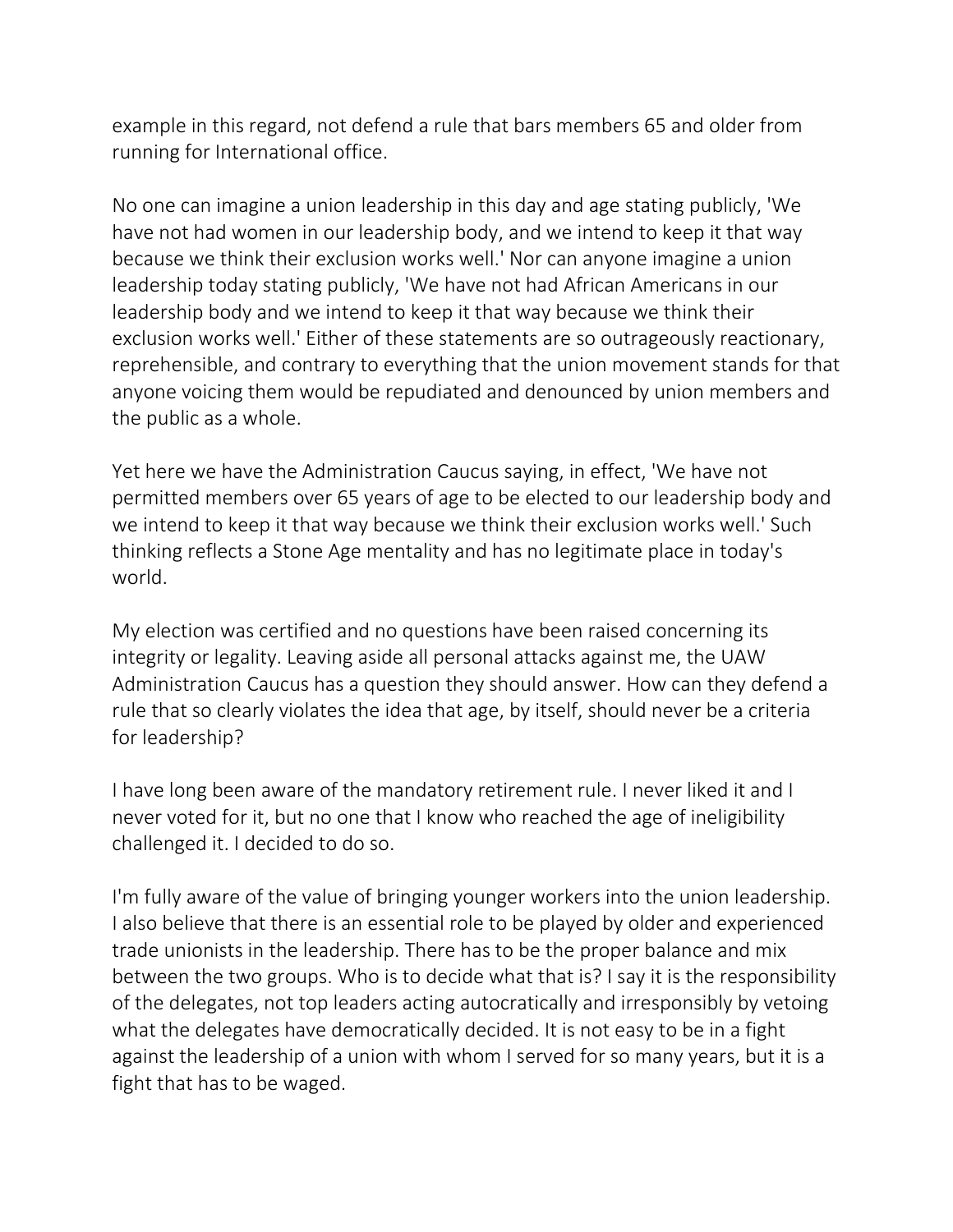example in this regard, not defend a rule that bars members 65 and older from running for International office.

No one can imagine a union leadership in this day and age stating publicly, 'We have not had women in our leadership body, and we intend to keep it that way because we think their exclusion works well.' Nor can anyone imagine a union leadership today stating publicly, 'We have not had African Americans in our leadership body and we intend to keep it that way because we think their exclusion works well.' Either of these statements are so outrageously reactionary, reprehensible, and contrary to everything that the union movement stands for that anyone voicing them would be repudiated and denounced by union members and the public as a whole.

Yet here we have the Administration Caucus saying, in effect, 'We have not permitted members over 65 years of age to be elected to our leadership body and we intend to keep it that way because we think their exclusion works well.' Such thinking reflects a Stone Age mentality and has no legitimate place in today's world.

My election was certified and no questions have been raised concerning its integrity or legality. Leaving aside all personal attacks against me, the UAW Administration Caucus has a question they should answer. How can they defend a rule that so clearly violates the idea that age, by itself, should never be a criteria for leadership?

I have long been aware of the mandatory retirement rule. I never liked it and I never voted for it, but no one that I know who reached the age of ineligibility challenged it. I decided to do so.

I'm fully aware of the value of bringing younger workers into the union leadership. I also believe that there is an essential role to be played by older and experienced trade unionists in the leadership. There has to be the proper balance and mix between the two groups. Who is to decide what that is? I say it is the responsibility of the delegates, not top leaders acting autocratically and irresponsibly by vetoing what the delegates have democratically decided. It is not easy to be in a fight against the leadership of a union with whom I served for so many years, but it is a fight that has to be waged.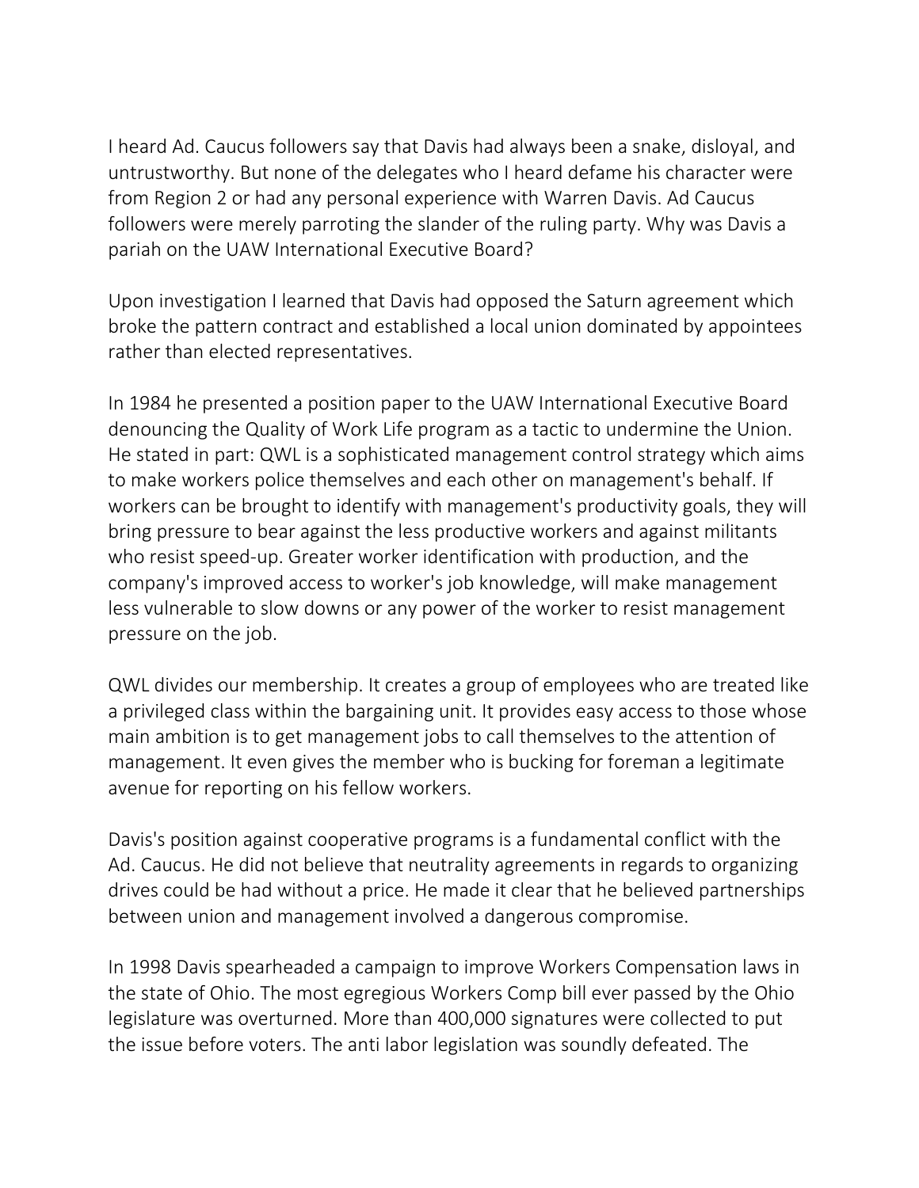I heard Ad. Caucus followers say that Davis had always been a snake, disloyal, and untrustworthy. But none of the delegates who I heard defame his character were from Region 2 or had any personal experience with Warren Davis. Ad Caucus followers were merely parroting the slander of the ruling party. Why was Davis a pariah on the UAW International Executive Board?

Upon investigation I learned that Davis had opposed the Saturn agreement which broke the pattern contract and established a local union dominated by appointees rather than elected representatives.

In 1984 he presented a position paper to the UAW International Executive Board denouncing the Quality of Work Life program as a tactic to undermine the Union. He stated in part: QWL is a sophisticated management control strategy which aims to make workers police themselves and each other on management's behalf. If workers can be brought to identify with management's productivity goals, they will bring pressure to bear against the less productive workers and against militants who resist speed-up. Greater worker identification with production, and the company's improved access to worker's job knowledge, will make management less vulnerable to slow downs or any power of the worker to resist management pressure on the job.

QWL divides our membership. It creates a group of employees who are treated like a privileged class within the bargaining unit. It provides easy access to those whose main ambition is to get management jobs to call themselves to the attention of management. It even gives the member who is bucking for foreman a legitimate avenue for reporting on his fellow workers.

Davis's position against cooperative programs is a fundamental conflict with the Ad. Caucus. He did not believe that neutrality agreements in regards to organizing drives could be had without a price. He made it clear that he believed partnerships between union and management involved a dangerous compromise.

In 1998 Davis spearheaded a campaign to improve Workers Compensation laws in the state of Ohio. The most egregious Workers Comp bill ever passed by the Ohio legislature was overturned. More than 400,000 signatures were collected to put the issue before voters. The anti labor legislation was soundly defeated. The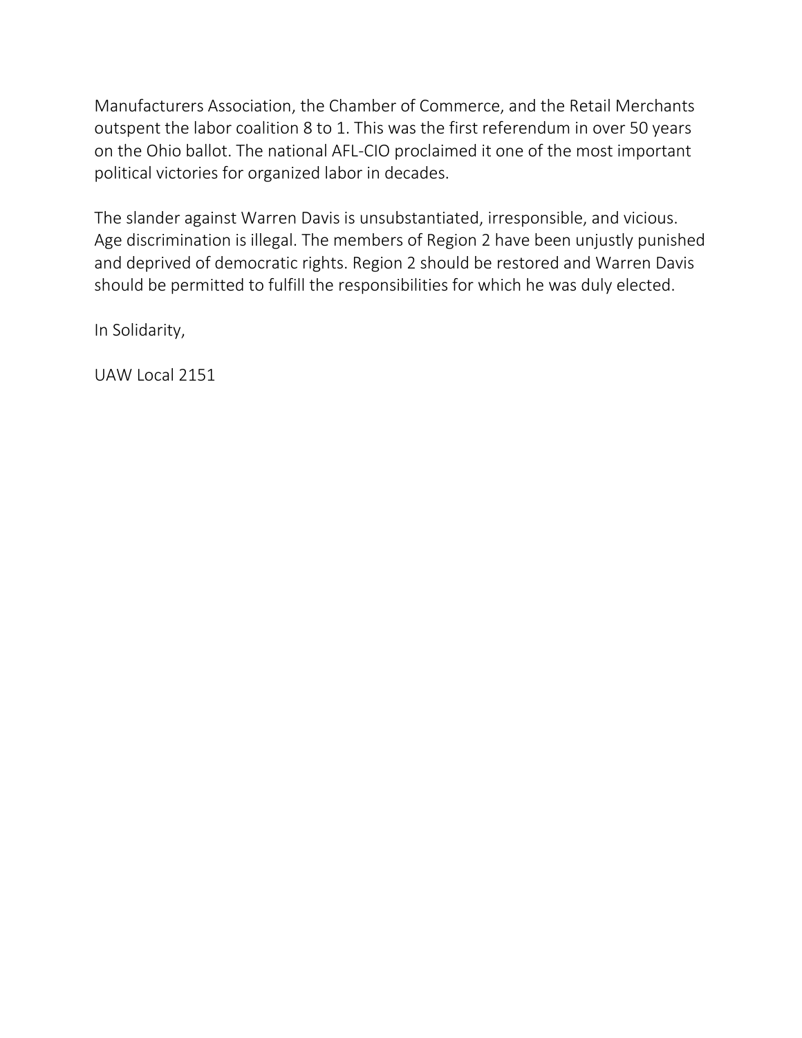Manufacturers Association, the Chamber of Commerce, and the Retail Merchants outspent the labor coalition 8 to 1. This was the first referendum in over 50 years on the Ohio ballot. The national AFL-CIO proclaimed it one of the most important political victories for organized labor in decades.

The slander against Warren Davis is unsubstantiated, irresponsible, and vicious. Age discrimination is illegal. The members of Region 2 have been unjustly punished and deprived of democratic rights. Region 2 should be restored and Warren Davis should be permitted to fulfill the responsibilities for which he was duly elected.

In Solidarity,

UAW Local 2151